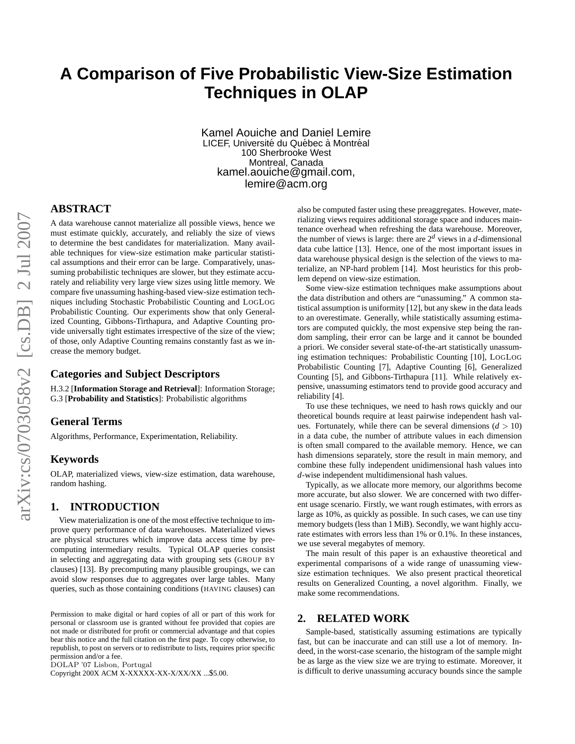# A Comparison of Five Probabilistic View-Size Estimation Techniques in OLAP

Kamel Aouiche and Daniel Lemire
LICEF, Université du Québec à Montréal
100 Sherbrooke West
Montreal, Canada
kamel.aouiche@gmail.com,
lemire@acm.org

## ABSTRACT

A data warehouse cannot materialize all possible views, hence we must estimate quickly, accurately, and reliably the size of views to determine the best candidates for materialization. Many available techniques for view-size estimation make particular statistical assumptions and their error can be large. Comparatively, unassuming probabilistic techniques are slower, but they estimate accurately and reliability very large view sizes using little memory. We compare five unassuming hashing-based view-size estimation techniques including Stochastic Probabilistic Counting and LogLog Probabilistic Counting. Our experiments show that only Generalized Counting, Gibbons-Tirthapura, and Adaptive Counting provide universally tight estimates irrespective of the size of the view; of those, only Adaptive Counting remains constantly fast as we increase the memory budget.

### Categories and Subject Descriptors

H.3.2 [**Information Storage and Retrieval**]: Information Storage; G.3 [**Probability and Statistics**]: Probabilistic algorithms

### General Terms

Algorithms, Performance, Experimentation, Reliability.

### Keywords

OLAP, materialized views, view-size estimation, data warehouse, random hashing.

## 1. INTRODUCTION

View materialization is one of the most effective technique to improve query performance of data warehouses. Materialized views are physical structures which improve data access time by precomputing intermediary results. Typical OLAP queries consist in selecting and aggregating data with grouping sets (GROUP BY clauses) [13]. By precomputing many plausible groupings, we can avoid slow responses due to aggregates over large tables. Many queries, such as those containing conditions (HAVING clauses) can also be computed faster using these preaggregates. However, materializing views requires additional storage space and induces maintenance overhead when refreshing the data warehouse. Moreover, the number of views is large: there are $2^d$ views in a $d$-dimensional data cube lattice [13]. Hence, one of the most important issues in data warehouse physical design is the selection of the views to materialize, an NP-hard problem [14]. Most heuristics for this problem depend on view-size estimation.

Some view-size estimation techniques make assumptions about the data distribution and others are "unassuming." A common statistical assumption is uniformity [12], but any skew in the data leads to an overestimate. Generally, while statistically assuming estimators are computed quickly, the most expensive step being the random sampling, their error can be large and it cannot be bounded a priori. We consider several state-of-the-art statistically unassuming estimation techniques: Probabilistic Counting [10], LogLog Probabilistic Counting [7], Adaptive Counting [6], Generalized Counting [5], and Gibbons-Tirthapura [11]. While relatively expensive, unassuming estimators tend to provide good accuracy and reliability [4].

To use these techniques, we need to hash rows quickly and our theoretical bounds require at least pairwise independent hash values. Fortunately, while there can be several dimensions ($d > 10$) in a data cube, the number of attribute values in each dimension is often small compared to the available memory. Hence, we can hash dimensions separately, store the result in main memory, and combine these fully independent unidimensional hash values into $d$-wise independent multidimensional hash values.

Typically, as we allocate more memory, our algorithms become more accurate, but also slower. We are concerned with two different usage scenario. Firstly, we want rough estimates, with errors as large as 10%, as quickly as possible. In such cases, we can use tiny memory budgets (less than 1 MiB). Secondly, we want highly accurate estimates with errors less than 1% or 0.1%. In these instances, we use several megabytes of memory.

The main result of this paper is an exhaustive theoretical and experimental comparisons of a wide range of unassuming view-size estimation techniques. We also present practical theoretical results on Generalized Counting, a novel algorithm. Finally, we make some recommendations.

## 2. RELATED WORK

Sample-based, statistically assuming estimations are typically fast, but can be inaccurate and can still use a lot of memory. Indeed, in the worst-case scenario, the histogram of the sample might be as large as the view size we are trying to estimate. Moreover, it is difficult to derive unassuming accuracy bounds since the sample

Permission to make digital or hard copies of all or part of this work for personal or classroom use is granted without fee provided that copies are not made or distributed for profit or commercial advantage and that copies bear this notice and the full citation on the first page. To copy otherwise, to republish, to post on servers or to redistribute to lists, requires prior specific permission and/or a fee.
DOLAP '07 Lisbon, Portugal
Copyright 200X ACM X-XXXXX-XX-X/XX/XX ...$5.00.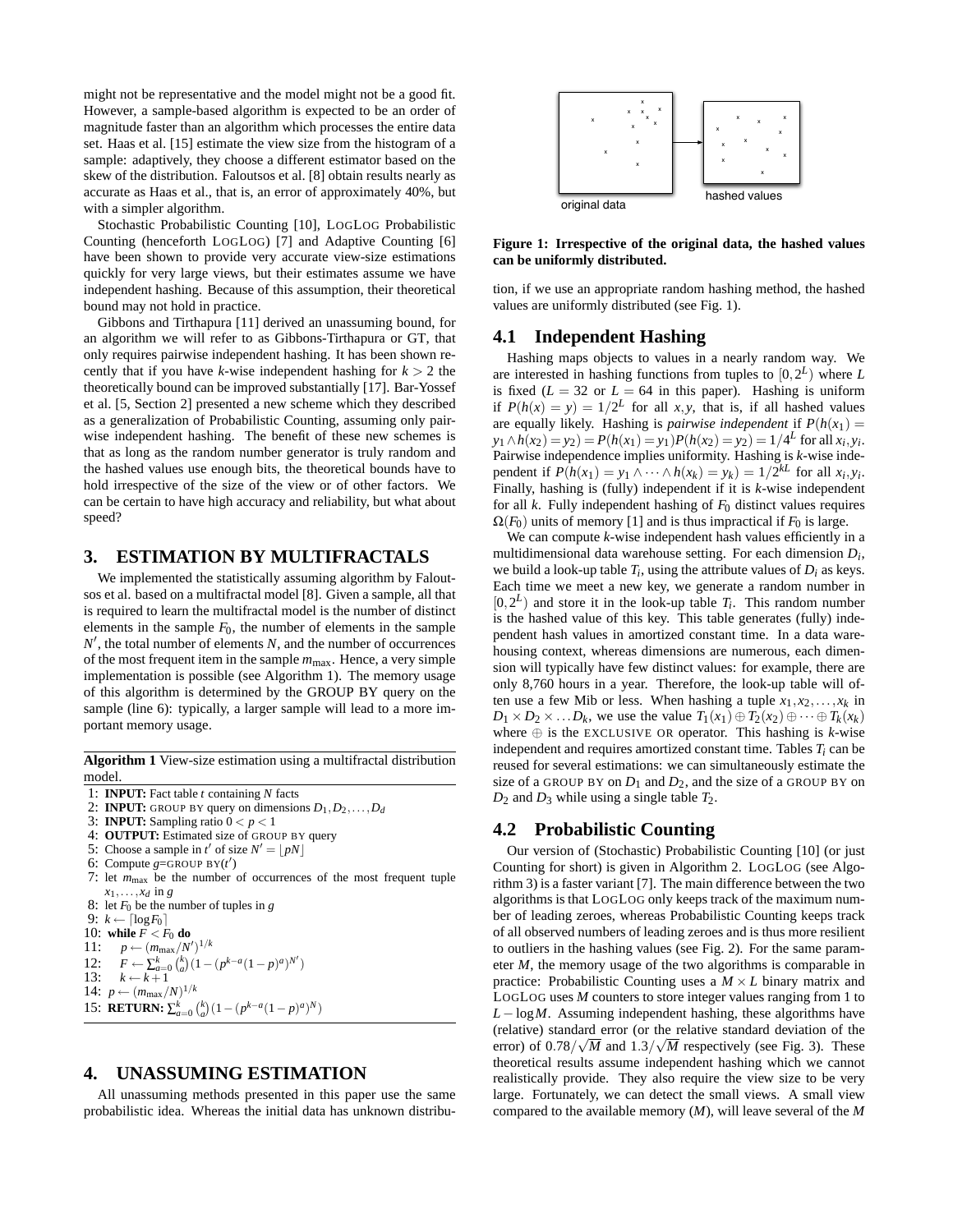might not be representative and the model might not be a good fit. However, a sample-based algorithm is expected to be an order of magnitude faster than an algorithm which processes the entire data set. Haas et al. [15] estimate the view size from the histogram of a sample: adaptively, they choose a different estimator based on the skew of the distribution. Faloutsos et al. [8] obtain results nearly as accurate as Haas et al., that is, an error of approximately 40%, but with a simpler algorithm.

Stochastic Probabilistic Counting [10], LOGLOG Probabilistic Counting (henceforth LOGLOG) [7] and Adaptive Counting [6] have been shown to provide very accurate view-size estimations quickly for very large views, but their estimates assume we have independent hashing. Because of this assumption, their theoretical bound may not hold in practice.

Gibbons and Tirthapura [11] derived an unassuming bound, for an algorithm we will refer to as Gibbons-Tirthapura or GT, that only requires pairwise independent hashing. It has been shown recently that if you have $k$-wise independent hashing for $k > 2$ the theoretically bound can be improved substantially [17]. Bar-Yossef et al. [5, Section 2] presented a new scheme which they described as a generalization of Probabilistic Counting, assuming only pairwise independent hashing. The benefit of these new schemes is that as long as the random number generator is truly random and the hashed values use enough bits, the theoretical bounds have to hold irrespective of the size of the view or of other factors. We can be certain to have high accuracy and reliability, but what about speed?

## 3. ESTIMATION BY MULTIFRACTALS

We implemented the statistically assuming algorithm by Faloutsos et al. based on a multifractal model [8]. Given a sample, all that is required to learn the multifractal model is the number of distinct elements in the sample $F_0$, the number of elements in the sample $N'$, the total number of elements $N$, and the number of occurrences of the most frequent item in the sample $m_{\max}$. Hence, a very simple implementation is possible (see Algorithm 1). The memory usage of this algorithm is determined by the GROUP BY query on the sample (line 6): typically, a larger sample will lead to a more important memory usage.

**Algorithm 1** View-size estimation using a multifractal distribution model.

1: **INPUT:** Fact table $t$ containing $N$ facts
2: **INPUT:** GROUP BY query on dimensions $D_1, D_2, \ldots, D_d$
3: **INPUT:** Sampling ratio $0 < p < 1$
4: **OUTPUT:** Estimated size of GROUP BY query
5: Choose a sample in $t'$ of size $N' = \lfloor pN \rfloor$
6: Compute $g$=GROUP BY($t'$)
7: let $m_{\max}$ be the number of occurrences of the most frequent tuple $x_1, \ldots, x_d$ in $g$
8: let $F_0$ be the number of tuples in $g$
9: $k \leftarrow \lceil \log F_0 \rceil$
10: **while** $F < F_0$ **do**
11: $\quad p \leftarrow (m_{\max}/N')^{1/k}$
12: $\quad F \leftarrow \sum_{a=0}^{k} \binom{k}{a} (1 - (p^{k-a}(1-p)^a)^{N'})$
13: $\quad k \leftarrow k + 1$
14: $p \leftarrow (m_{\max}/N)^{1/k}$
15: **RETURN:** $\sum_{a=0}^{k} \binom{k}{a} (1 - (p^{k-a}(1-p)^a)^N)$

## 4. UNASSUMING ESTIMATION

All unassuming methods presented in this paper use the same probabilistic idea. Whereas the initial data has unknown distribution, if we use an appropriate random hashing method, the hashed values are uniformly distributed (see Fig. 1).

**Figure 1: Irrespective of the original data, the hashed values can be uniformly distributed.**

### 4.1 Independent Hashing

Hashing maps objects to values in a nearly random way. We are interested in hashing functions from tuples to $[0, 2^L)$ where $L$ is fixed ($L = 32$ or $L = 64$ in this paper). Hashing is uniform if $P(h(x) = y) = 1/2^L$ for all $x, y$, that is, if all hashed values are equally likely. Hashing is *pairwise independent* if $P(h(x_1) = y_1 \wedge h(x_2) = y_2) = P(h(x_1) = y_1)P(h(x_2) = y_2) = 1/4^L$ for all $x_i, y_i$. Pairwise independence implies uniformity. Hashing is $k$-wise independent if $P(h(x_1) = y_1 \wedge \cdots \wedge h(x_k) = y_k) = 1/2^{kL}$ for all $x_i, y_i$. Finally, hashing is (fully) independent if it is $k$-wise independent for all $k$. Fully independent hashing of $F_0$ distinct values requires $\Omega(F_0)$ units of memory [1] and is thus impractical if $F_0$ is large.

We can compute $k$-wise independent hash values efficiently in a multidimensional data warehouse setting. For each dimension $D_i$, we build a look-up table $T_i$, using the attribute values of $D_i$ as keys. Each time we meet a new key, we generate a random number in $[0, 2^L)$ and store it in the look-up table $T_i$. This random number is the hashed value of this key. This table generates (fully) independent hash values in amortized constant time. In a data warehousing context, whereas dimensions are numerous, each dimension will typically have few distinct values: for example, there are only 8,760 hours in a year. Therefore, the look-up table will often use a few Mib or less. When hashing a tuple $x_1, x_2, \ldots, x_k$ in $D_1 \times D_2 \times \ldots D_k$, we use the value $T_1(x_1) \oplus T_2(x_2) \oplus \cdots \oplus T_k(x_k)$ where $\oplus$ is the EXCLUSIVE OR operator. This hashing is $k$-wise independent and requires amortized constant time. Tables $T_i$ can be reused for several estimations: we can simultaneously estimate the size of a GROUP BY on $D_1$ and $D_2$, and the size of a GROUP BY on $D_2$ and $D_3$ while using a single table $T_2$.

### 4.2 Probabilistic Counting

Our version of (Stochastic) Probabilistic Counting [10] (or just Counting for short) is given in Algorithm 2. LOGLOG (see Algorithm 3) is a faster variant [7]. The main difference between the two algorithms is that LOGLOG only keeps track of the maximum number of leading zeroes, whereas Probabilistic Counting keeps track of all observed numbers of leading zeroes and is thus more resilient to outliers in the hashing values (see Fig. 2). For the same parameter $M$, the memory usage of the two algorithms is comparable in practice: Probabilistic Counting uses a $M \times L$ binary matrix and LOGLOG uses $M$ counters to store integer values ranging from 1 to $L - \log M$. Assuming independent hashing, these algorithms have (relative) standard error (or the relative standard deviation of the error) of $0.78/\sqrt{M}$ and $1.3/\sqrt{M}$ respectively (see Fig. 3). These theoretical results assume independent hashing which we cannot realistically provide. They also require the view size to be very large. Fortunately, we can detect the small views. A small view compared to the available memory ($M$), will leave several of the $M$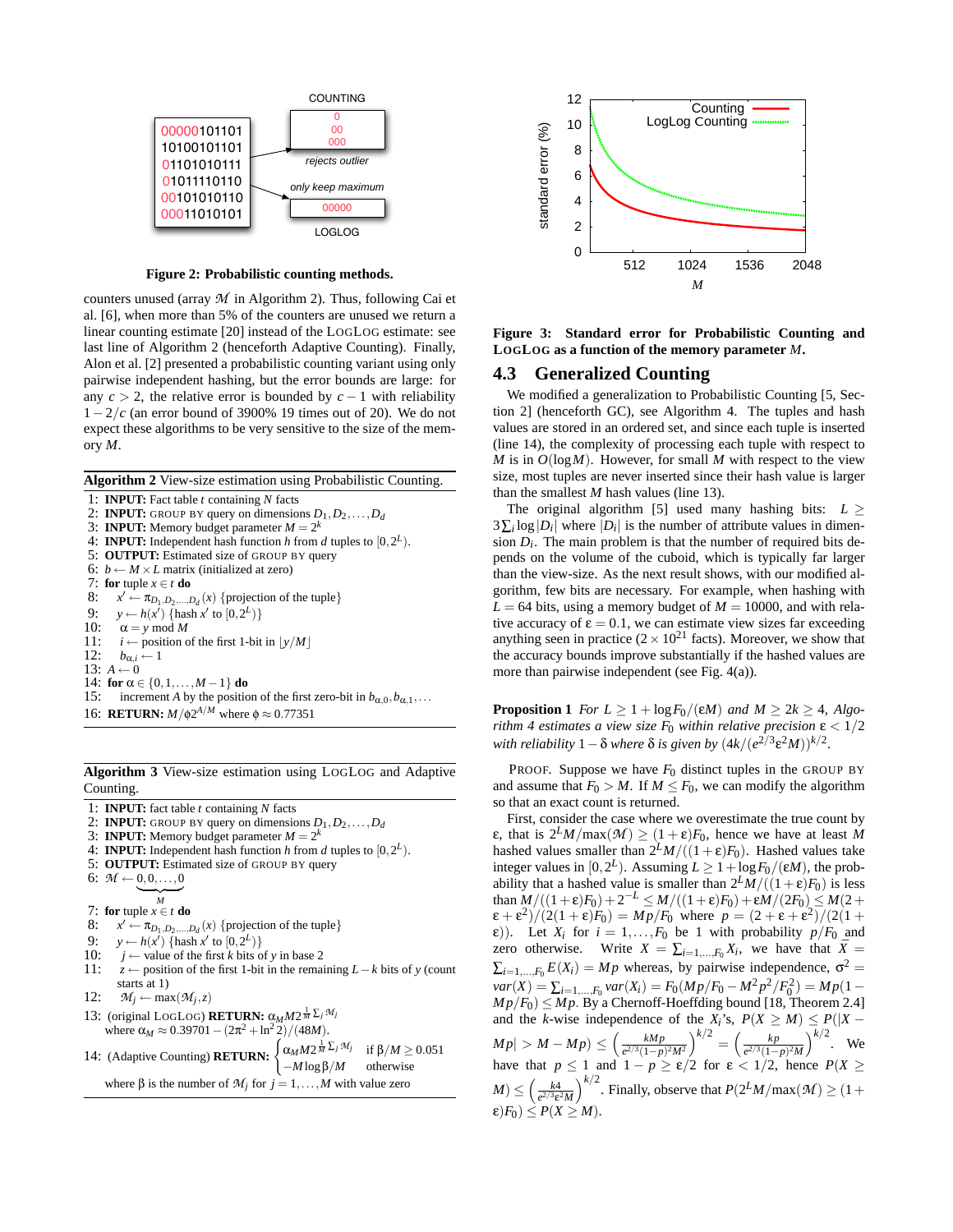COUNTING

00000101101
10100101101
01101010111
01011110110
00101010110
00011010101

0
00
000

rejects outlier

only keep maximum

00000

LOGLOG

**Figure 2: Probabilistic counting methods.**

counters unused (array $\mathcal{M}$ in Algorithm 2). Thus, following Cai et al. [6], when more than 5% of the counters are unused we return a linear counting estimate [20] instead of the LogLog estimate: see last line of Algorithm 2 (henceforth Adaptive Counting). Finally, Alon et al. [2] presented a probabilistic counting variant using only pairwise independent hashing, but the error bounds are large: for any $c > 2$, the relative error is bounded by $c-1$ with reliability $1-2/c$ (an error bound of 3900% 19 times out of 20). We do not expect these algorithms to be very sensitive to the size of the memory $M$.

**Algorithm 2** View-size estimation using Probabilistic Counting.

1: **INPUT:** Fact table $t$ containing $N$ facts
2: **INPUT:** GROUP BY query on dimensions $D_1, D_2, \ldots, D_d$
3: **INPUT:** Memory budget parameter $M = 2^k$
4: **INPUT:** Independent hash function $h$ from $d$ tuples to $[0, 2^L)$.
5: **OUTPUT:** Estimated size of GROUP BY query
6: $b \leftarrow M \times L$ matrix (initialized at zero)
7: **for** tuple $x \in t$ **do**
8: $\quad x' \leftarrow \pi_{D_1,D_2,\ldots,D_d}(x)$ {projection of the tuple}
9: $\quad y \leftarrow h(x')$ {hash $x'$ to $[0, 2^L)$}
10: $\quad \alpha = y \bmod M$
11: $\quad i \leftarrow$ position of the first 1-bit in $\lfloor y/M \rfloor$
12: $\quad b_{\alpha,i} \leftarrow 1$
13: $A \leftarrow 0$
14: **for** $\alpha \in \{0, 1, \ldots, M-1\}$ **do**
15: $\quad$ increment $A$ by the position of the first zero-bit in $b_{\alpha,0}, b_{\alpha,1}, \ldots$
16: **RETURN:** $M/\phi 2^{A/M}$ where $\phi \approx 0.77351$

**Algorithm 3** View-size estimation using LogLog and Adaptive Counting.

1: **INPUT:** fact table $t$ containing $N$ facts
2: **INPUT:** GROUP BY query on dimensions $D_1, D_2, \ldots, D_d$
3: **INPUT:** Memory budget parameter $M = 2^k$
4: **INPUT:** Independent hash function $h$ from $d$ tuples to $[0, 2^L)$.
5: **OUTPUT:** Estimated size of GROUP BY query
6: $\mathcal{M} \leftarrow \underbrace{0, 0, \ldots, 0}_{M}$
7: **for** tuple $x \in t$ **do**
8: $\quad x' \leftarrow \pi_{D_1,D_2,\ldots,D_d}(x)$ {projection of the tuple}
9: $\quad y \leftarrow h(x')$ {hash $x'$ to $[0, 2^L)$}
10: $\quad j \leftarrow$ value of the first $k$ bits of $y$ in base 2
11: $\quad z \leftarrow$ position of the first 1-bit in the remaining $L-k$ bits of $y$ (count starts at 1)
12: $\quad \mathcal{M}_j \leftarrow \max(\mathcal{M}_j, z)$
13: (original LogLog) **RETURN:** $\alpha_M M 2^{\frac{1}{M}\sum_j \mathcal{M}_j}$ where $\alpha_M \approx 0.39701 - (2\pi^2 + \ln^2 2)/(48M)$.
14: (Adaptive Counting) **RETURN:** $\begin{cases} \alpha_M M 2^{\frac{1}{M}\sum_j \mathcal{M}_j} & \text{if } \beta/M \geq 0.051 \\ -M \log \beta/M & \text{otherwise} \end{cases}$
where $\beta$ is the number of $\mathcal{M}_j$ for $j = 1, \ldots, M$ with value zero

[Plot: standard error (%) (0–12) vs $M$ (512, 1024, 1536, 2048); curves: Counting, LogLog Counting]

**Figure 3: Standard error for Probabilistic Counting and LogLog as a function of the memory parameter $M$.**

## 4.3 Generalized Counting

We modified a generalization to Probabilistic Counting [5, Section 2] (henceforth GC), see Algorithm 4. The tuples and hash values are stored in an ordered set, and since each tuple is inserted (line 14), the complexity of processing each tuple with respect to $M$ is in $O(\log M)$. However, for small $M$ with respect to the view size, most tuples are never inserted since their hash value is larger than the smallest $M$ hash values (line 13).

The original algorithm [5] used many hashing bits: $L \geq 3\sum_i \log |D_i|$ where $|D_i|$ is the number of attribute values in dimension $D_i$. The main problem is that the number of required bits depends on the volume of the cuboid, which is typically far larger than the view-size. As the next result shows, with our modified algorithm, few bits are necessary. For example, when hashing with $L = 64$ bits, using a memory budget of $M = 10000$, and with relative accuracy of $\varepsilon = 0.1$, we can estimate view sizes far exceeding anything seen in practice ($2 \times 10^{21}$ facts). Moreover, we show that the accuracy bounds improve substantially if the hashed values are more than pairwise independent (see Fig. 4(a)).

**Proposition 1** *For $L \geq 1 + \log F_0/(\varepsilon M)$ and $M \geq 2k \geq 4$, Algorithm 4 estimates a view size $F_0$ within relative precision $\varepsilon < 1/2$ with reliability $1-\delta$ where $\delta$ is given by $(4k/(e^{2/3}\varepsilon^2 M))^{k/2}$.*

Proof. Suppose we have $F_0$ distinct tuples in the GROUP BY and assume that $F_0 > M$. If $M \leq F_0$, we can modify the algorithm so that an exact count is returned.

First, consider the case where we overestimate the true count by $\varepsilon$, that is $2^L M/\max(\mathcal{M}) \geq (1+\varepsilon)F_0$, hence we have at least $M$ hashed values smaller than $2^L M/((1+\varepsilon)F_0)$. Hashed values take integer values in $[0, 2^L)$. Assuming $L \geq 1 + \log F_0/(\varepsilon M)$, the probability that a hashed value is smaller than $2^L M/((1+\varepsilon)F_0)$ is less than $M/((1+\varepsilon)F_0) + 2^{-L} \leq M/((1+\varepsilon)F_0) + \varepsilon M/(2F_0) \leq M(2+\varepsilon+\varepsilon^2)/(2(1+\varepsilon)F_0) = Mp/F_0$ where $p = (2+\varepsilon+\varepsilon^2)/(2(1+\varepsilon))$. Let $X_i$ for $i = 1, \ldots, F_0$ be 1 with probability $p/F_0$ and zero otherwise. Write $X = \sum_{i=1,\ldots,F_0} X_i$, we have that $\bar{X} = \sum_{i=1,\ldots,F_0} E(X_i) = Mp$ whereas, by pairwise independence, $\sigma^2 = var(X) = \sum_{i=1,\ldots,F_0} var(X_i) = F_0(Mp/F_0 - M^2p^2/F_0^2) = Mp(1 - Mp/F_0) \leq Mp$. By a Chernoff-Hoeffding bound [18, Theorem 2.4] and the $k$-wise independence of the $X_i$'s, $P(X \geq M) \leq P(|X - Mp| > M - Mp) \leq \left(\frac{kMp}{e^{2/3}(1-p)^2M^2}\right)^{k/2} = \left(\frac{kp}{e^{2/3}(1-p)^2M}\right)^{k/2}$. We have that $p \leq 1$ and $1-p \geq \varepsilon/2$ for $\varepsilon < 1/2$, hence $P(X \geq M) \leq \left(\frac{k4}{e^{2/3}\varepsilon^2 M}\right)^{k/2}$. Finally, observe that $P(2^L M/\max(\mathcal{M}) \geq (1+\varepsilon)F_0) \leq P(X \geq M)$.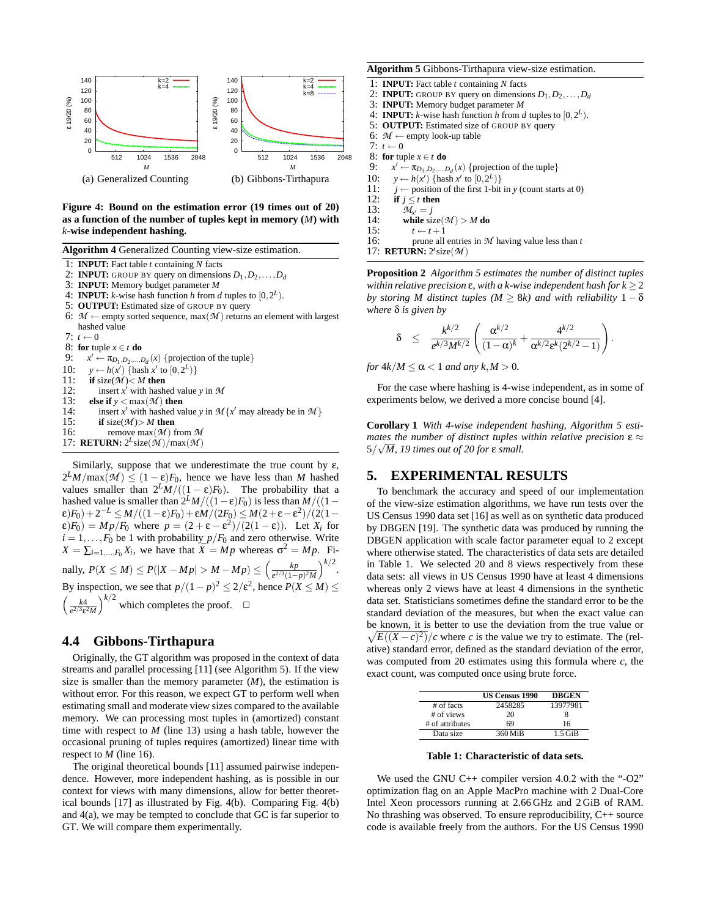(a) Generalized Counting

(b) Gibbons-Tirthapura

**Figure 4: Bound on the estimation error (19 times out of 20) as a function of the number of tuples kept in memory ($M$) with $k$-wise independent hashing.**

**Algorithm 4** Generalized Counting view-size estimation.

```
1: INPUT: Fact table t containing N facts
2: INPUT: GROUP BY query on dimensions D_1, D_2, ..., D_d
3: INPUT: Memory budget parameter M
4: INPUT: k-wise hash function h from d tuples to [0, 2^L).
5: OUTPUT: Estimated size of GROUP BY query
6: 𝓜 ← empty sorted sequence, max(𝓜) returns an element with largest
   hashed value
7: t ← 0
8: for tuple x ∈ t do
9:    x' ← π_{D_1,D_2,...,D_d}(x) {projection of the tuple}
10:   y ← h(x') {hash x' to [0, 2^L)}
11:   if size(𝓜) < M then
12:      insert x' with hashed value y in 𝓜
13:   else if y < max(𝓜) then
14:      insert x' with hashed value y in 𝓜 {x' may already be in 𝓜}
15:      if size(𝓜) > M then
16:         remove max(𝓜) from 𝓜
17: RETURN: 2^L size(𝓜)/max(𝓜)
```

Similarly, suppose that we underestimate the true count by $\epsilon$, $2^L M/\max(\mathcal{M}) \leq (1-\epsilon)F_0$, hence we have less than $M$ hashed values smaller than $2^L M/((1-\epsilon)F_0)$. The probability that a hashed value is smaller than $2^L M/((1-\epsilon)F_0)$ is less than $M/((1-\epsilon)F_0) + 2^{-L} \leq M/((1-\epsilon)F_0) + \epsilon M/(2F_0) \leq M(2+\epsilon-\epsilon^2)/(2(1-\epsilon)F_0) = Mp/F_0$ where $p = (2+\epsilon-\epsilon^2)/(2(1-\epsilon))$. Let $X_i$ for $i = 1,\ldots,F_0$ be 1 with probability $p/F_0$ and zero otherwise. Write $X = \sum_{i=1,\ldots,F_0} X_i$, we have that $\bar{X} = Mp$ whereas $\sigma^2 = Mp$. Finally, $P(X \leq M) \leq P(|X - Mp| > M - Mp) \leq \left(\frac{kp}{e^{2/3}(1-p)^2 M}\right)^{k/2}$. By inspection, we see that $p/(1-p)^2 \leq 2/\epsilon^2$, hence $P(X \leq M) \leq \left(\frac{k4}{e^{2/3}\epsilon^2 M}\right)^{k/2}$ which completes the proof. $\square$

## 4.4 Gibbons-Tirthapura

Originally, the GT algorithm was proposed in the context of data streams and parallel processing [11] (see Algorithm 5). If the view size is smaller than the memory parameter ($M$), the estimation is without error. For this reason, we expect GT to perform well when estimating small and moderate view sizes compared to the available memory. We can processing most tuples in (amortized) constant time with respect to $M$ (line 13) using a hash table, however the occasional pruning of tuples requires (amortized) linear time with respect to $M$ (line 16).

The original theoretical bounds [11] assumed pairwise independence. However, more independent hashing, as is possible in our context for views with many dimensions, allow for better theoretical bounds [17] as illustrated by Fig. 4(b). Comparing Fig. 4(b) and 4(a), we may be tempted to conclude that GC is far superior to GT. We will compare them experimentally.

**Algorithm 5** Gibbons-Tirthapura view-size estimation.

```
1: INPUT: Fact table t containing N facts
2: INPUT: GROUP BY query on dimensions D_1, D_2, ..., D_d
3: INPUT: Memory budget parameter M
4: INPUT: k-wise hash function h from d tuples to [0, 2^L).
5: OUTPUT: Estimated size of GROUP BY query
6: 𝓜 ← empty look-up table
7: t ← 0
8: for tuple x ∈ t do
9:    x' ← π_{D_1,D_2,...,D_d}(x) {projection of the tuple}
10:   y ← h(x') {hash x' to [0, 2^L)}
11:   j ← position of the first 1-bit in y (count starts at 0)
12:   if j ≤ t then
13:      𝓜_{x'} = j
14:      while size(𝓜) > M do
15:         t ← t + 1
16:         prune all entries in 𝓜 having value less than t
17: RETURN: 2^t size(𝓜)
```

**Proposition 2** *Algorithm 5 estimates the number of distinct tuples within relative precision $\epsilon$, with a $k$-wise independent hash for $k \geq 2$ by storing $M$ distinct tuples ($M \geq 8k$) and with reliability $1-\delta$ where $\delta$ is given by*

$$\delta \leq \frac{k^{k/2}}{e^{k/3} M^{k/2}} \left( \frac{\alpha^{k/2}}{(1-\alpha)^k} + \frac{4^{k/2}}{\alpha^{k/2}\epsilon^k (2^{k/2}-1)} \right).$$

*for $4k/M \leq \alpha < 1$ and any $k, M > 0$.*

For the case where hashing is 4-wise independent, as in some of experiments below, we derived a more concise bound [4].

**Corollary 1** *With 4-wise independent hashing, Algorithm 5 estimates the number of distinct tuples within relative precision $\epsilon \approx 5/\sqrt{M}$, 19 times out of 20 for $\epsilon$ small.*

# 5. EXPERIMENTAL RESULTS

To benchmark the accuracy and speed of our implementation of the view-size estimation algorithms, we have run tests over the US Census 1990 data set [16] as well as on synthetic data produced by DBGEN [19]. The synthetic data was produced by running the DBGEN application with scale factor parameter equal to 2 except where otherwise stated. The characteristics of data sets are detailed in Table 1. We selected 20 and 8 views respectively from these data sets: all views in US Census 1990 have at least 4 dimensions whereas only 2 views have at least 4 dimensions in the synthetic data set. Statisticians sometimes define the standard error to be the standard deviation of the measures, but when the exact value can be known, it is better to use the deviation from the true value or $\sqrt{E((X-c)^2)}/c$ where $c$ is the value we try to estimate. The (relative) standard error, defined as the standard deviation of the error, was computed from 20 estimates using this formula where $c$, the exact count, was computed once using brute force.

| | **US Census 1990** | **DBGEN** |
|---|---|---|
| # of facts | 2458285 | 13977981 |
| # of views | 20 | 8 |
| # of attributes | 69 | 16 |
| Data size | 360 MiB | 1.5 GiB |

**Table 1: Characteristic of data sets.**

We used the GNU C++ compiler version 4.0.2 with the "-O2" optimization flag on an Apple MacPro machine with 2 Dual-Core Intel Xeon processors running at 2.66 GHz and 2 GiB of RAM. No thrashing was observed. To ensure reproducibility, C++ source code is available freely from the authors. For the US Census 1990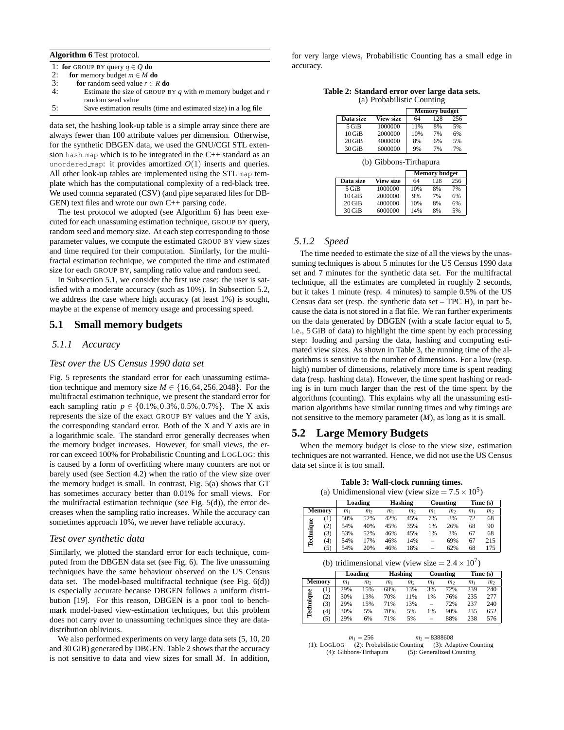**Algorithm 6** Test protocol.

```
1: for GROUP BY query q ∈ Q do
2:   for memory budget m ∈ M do
3:     for random seed value r ∈ R do
4:       Estimate the size of GROUP BY q with m memory budget and r
         random seed value
5:       Save estimation results (time and estimated size) in a log file
```

data set, the hashing look-up table is a simple array since there are always fewer than 100 attribute values per dimension. Otherwise, for the synthetic DBGEN data, we used the GNU/CGI STL extension `hash_map` which is to be integrated in the C++ standard as an `unordered_map`: it provides amortized $O(1)$ inserts and queries. All other look-up tables are implemented using the STL `map` template which has the computational complexity of a red-black tree. We used comma separated (CSV) (and pipe separated files for DBGEN) text files and wrote our own C++ parsing code.

The test protocol we adopted (see Algorithm 6) has been executed for each unassuming estimation technique, GROUP BY query, random seed and memory size. At each step corresponding to those parameter values, we compute the estimated GROUP BY view sizes and time required for their computation. Similarly, for the multifractal estimation technique, we computed the time and estimated size for each GROUP BY, sampling ratio value and random seed.

In Subsection 5.1, we consider the first use case: the user is satisfied with a moderate accuracy (such as 10%). In Subsection 5.2, we address the case where high accuracy (at least 1%) is sought, maybe at the expense of memory usage and processing speed.

## 5.1 Small memory budgets

### 5.1.1 Accuracy

#### Test over the US Census 1990 data set

Fig. 5 represents the standard error for each unassuming estimation technique and memory size $M \in \{16, 64, 256, 2048\}$. For the multifractal estimation technique, we present the standard error for each sampling ratio $p \in \{0.1\%, 0.3\%, 0.5\%, 0.7\%\}$. The X axis represents the size of the exact GROUP BY values and the Y axis, the corresponding standard error. Both of the X and Y axis are in a logarithmic scale. The standard error generally decreases when the memory budget increases. However, for small views, the error can exceed 100% for Probabilistic Counting and LOGLOG: this is caused by a form of overfitting where many counters are not or barely used (see Section 4.2) when the ratio of the view size over the memory budget is small. In contrast, Fig. 5(a) shows that GT has sometimes accuracy better than 0.01% for small views. For the multifractal estimation technique (see Fig. 5(d)), the error decreases when the sampling ratio increases. While the accuracy can sometimes approach 10%, we never have reliable accuracy.

#### Test over synthetic data

Similarly, we plotted the standard error for each technique, computed from the DBGEN data set (see Fig. 6). The five unassuming techniques have the same behaviour observed on the US Census data set. The model-based multifractal technique (see Fig. 6(d)) is especially accurate because DBGEN follows a uniform distribution [19]. For this reason, DBGEN is a poor tool to benchmark model-based view-estimation techniques, but this problem does not carry over to unassuming techniques since they are data-distribution oblivious.

We also performed experiments on very large data sets (5, 10, 20 and 30 GiB) generated by DBGEN. Table 2 shows that the accuracy is not sensitive to data and view sizes for small $M$. In addition, for very large views, Probabilistic Counting has a small edge in accuracy.

**Table 2: Standard error over large data sets.**

(a) Probabilistic Counting

| Data size | View size | Memory budget 64 | 128 | 256 |
|---|---|---|---|---|
| 5 GiB | 1000000 | 11% | 8% | 5% |
| 10 GiB | 2000000 | 10% | 7% | 6% |
| 20 GiB | 4000000 | 8% | 6% | 5% |
| 30 GiB | 6000000 | 9% | 7% | 7% |

(b) Gibbons-Tirthapura

| Data size | View size | Memory budget 64 | 128 | 256 |
|---|---|---|---|---|
| 5 GiB | 1000000 | 10% | 8% | 7% |
| 10 GiB | 2000000 | 9% | 7% | 6% |
| 20 GiB | 4000000 | 10% | 8% | 6% |
| 30 GiB | 6000000 | 14% | 8% | 5% |

### 5.1.2 Speed

The time needed to estimate the size of all the views by the unassuming techniques is about 5 minutes for the US Census 1990 data set and 7 minutes for the synthetic data set. For the multifractal technique, all the estimates are completed in roughly 2 seconds, but it takes 1 minute (resp. 4 minutes) to sample 0.5% of the US Census data set (resp. the synthetic data set – TPC H), in part because the data is not stored in a flat file. We ran further experiments on the data generated by DBGEN (with a scale factor equal to 5, i.e., 5 GiB of data) to highlight the time spent by each processing step: loading and parsing the data, hashing and computing estimated view sizes. As shown in Table 3, the running time of the algorithms is sensitive to the number of dimensions. For a low (resp. high) number of dimensions, relatively more time is spent reading data (resp. hashing data). However, the time spent hashing or reading is in turn much larger than the rest of the time spent by the algorithms (counting). This explains why all the unassuming estimation algorithms have similar running times and why timings are not sensitive to the memory parameter ($M$), as long as it is small.

## 5.2 Large Memory Budgets

When the memory budget is close to the view size, estimation techniques are not warranted. Hence, we did not use the US Census data set since it is too small.

**Table 3: Wall-clock running times.**

(a) Unidimensional view (view size $= 7.5 \times 10^5$)

| Technique | Loading $m_1$ | Loading $m_2$ | Hashing $m_1$ | Hashing $m_2$ | Counting $m_1$ | Counting $m_2$ | Time (s) $m_1$ | Time (s) $m_2$ |
|---|---|---|---|---|---|---|---|---|
| (1) | 50% | 52% | 42% | 45% | 7% | 3% | 72 | 68 |
| (2) | 54% | 40% | 45% | 35% | 1% | 26% | 68 | 90 |
| (3) | 53% | 52% | 46% | 45% | 1% | 3% | 67 | 68 |
| (4) | 54% | 17% | 46% | 14% | – | 69% | 67 | 215 |
| (5) | 54% | 20% | 46% | 18% | – | 62% | 68 | 175 |

(b) tridimensional view (view size $= 2.4 \times 10^7$)

| Technique | Loading $m_1$ | Loading $m_2$ | Hashing $m_1$ | Hashing $m_2$ | Counting $m_1$ | Counting $m_2$ | Time (s) $m_1$ | Time (s) $m_2$ |
|---|---|---|---|---|---|---|---|---|
| (1) | 29% | 15% | 68% | 13% | 3% | 72% | 239 | 240 |
| (2) | 30% | 13% | 70% | 11% | 1% | 76% | 235 | 277 |
| (3) | 29% | 15% | 71% | 13% | – | 72% | 237 | 240 |
| (4) | 30% | 5% | 70% | 5% | 1% | 90% | 235 | 652 |
| (5) | 29% | 6% | 71% | 5% | – | 88% | 238 | 576 |

$m_1 = 256$ $m_2 = 8388608$

(1): LOGLOG (2): Probabilistic Counting (3): Adaptive Counting

(4): Gibbons-Tirthapura (5): Generalized Counting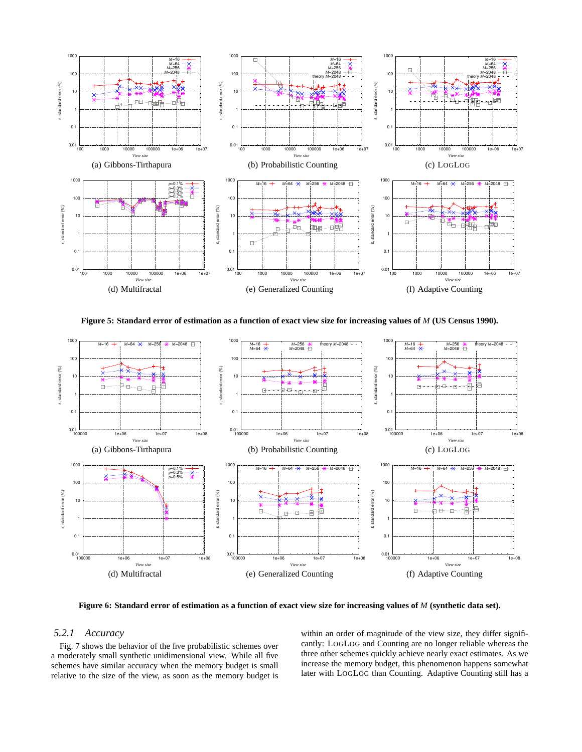(a) Gibbons-Tirthapura

(b) Probabilistic Counting

(c) LogLog

(d) Multifractal

(e) Generalized Counting

(f) Adaptive Counting

**Figure 5: Standard error of estimation as a function of exact view size for increasing values of *M* (US Census 1990).**

(a) Gibbons-Tirthapura

(b) Probabilistic Counting

(c) LogLog

(d) Multifractal

(e) Generalized Counting

(f) Adaptive Counting

**Figure 6: Standard error of estimation as a function of exact view size for increasing values of *M* (synthetic data set).**

### 5.2.1 *Accuracy*

Fig. 7 shows the behavior of the five probabilistic schemes over a moderately small synthetic unidimensional view. While all five schemes have similar accuracy when the memory budget is small relative to the size of the view, as soon as the memory budget is within an order of magnitude of the view size, they differ significantly: LogLog and Counting are no longer reliable whereas the three other schemes quickly achieve nearly exact estimates. As we increase the memory budget, this phenomenon happens somewhat later with LogLog than Counting. Adaptive Counting still has a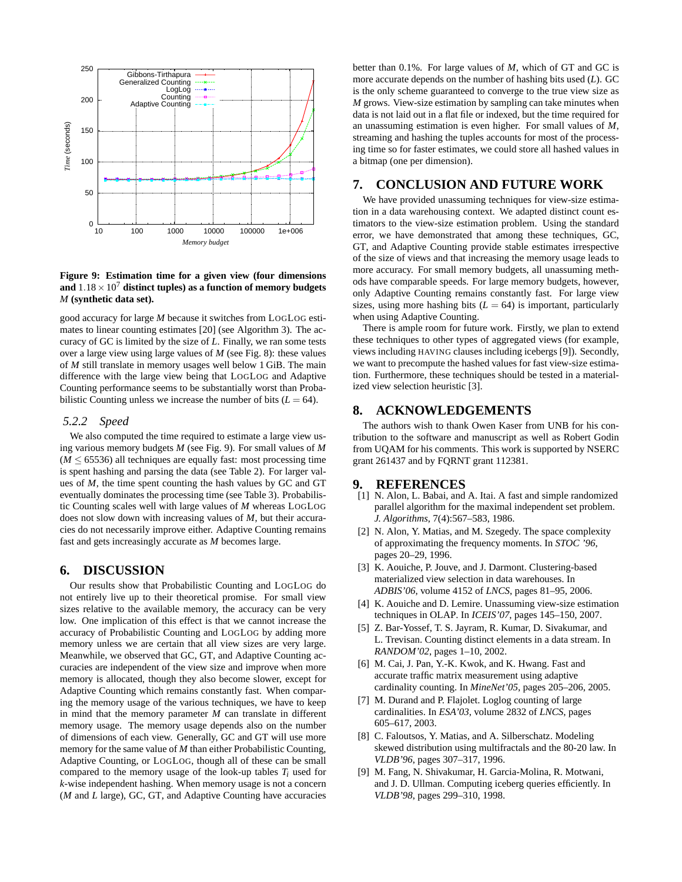**Figure 9: Estimation time for a given view (four dimensions and $1.18 \times 10^7$ distinct tuples) as a function of memory budgets *M* (synthetic data set).**

good accuracy for large *M* because it switches from LOGLOG estimates to linear counting estimates [20] (see Algorithm 3). The accuracy of GC is limited by the size of *L*. Finally, we ran some tests over a large view using large values of *M* (see Fig. 8): these values of *M* still translate in memory usages well below 1 GiB. The main difference with the large view being that LOGLOG and Adaptive Counting performance seems to be substantially worst than Probabilistic Counting unless we increase the number of bits ($L = 64$).

### 5.2.2 Speed

We also computed the time required to estimate a large view using various memory budgets *M* (see Fig. 9). For small values of *M* ($M \leq 65536$) all techniques are equally fast: most processing time is spent hashing and parsing the data (see Table 2). For larger values of *M*, the time spent counting the hash values by GC and GT eventually dominates the processing time (see Table 3). Probabilistic Counting scales well with large values of *M* whereas LOGLOG does not slow down with increasing values of *M*, but their accuracies do not necessarily improve either. Adaptive Counting remains fast and gets increasingly accurate as *M* becomes large.

## 6. DISCUSSION

Our results show that Probabilistic Counting and LOGLOG do not entirely live up to their theoretical promise. For small view sizes relative to the available memory, the accuracy can be very low. One implication of this effect is that we cannot increase the accuracy of Probabilistic Counting and LOGLOG by adding more memory unless we are certain that all view sizes are very large. Meanwhile, we observed that GC, GT, and Adaptive Counting accuracies are independent of the view size and improve when more memory is allocated, though they also become slower, except for Adaptive Counting which remains constantly fast. When comparing the memory usage of the various techniques, we have to keep in mind that the memory parameter *M* can translate in different memory usage. The memory usage depends also on the number of dimensions of each view. Generally, GC and GT will use more memory for the same value of *M* than either Probabilistic Counting, Adaptive Counting, or LOGLOG, though all of these can be small compared to the memory usage of the look-up tables $T_i$ used for *k*-wise independent hashing. When memory usage is not a concern (*M* and *L* large), GC, GT, and Adaptive Counting have accuracies better than 0.1%. For large values of *M*, which of GT and GC is more accurate depends on the number of hashing bits used (*L*). GC is the only scheme guaranteed to converge to the true view size as *M* grows. View-size estimation by sampling can take minutes when data is not laid out in a flat file or indexed, but the time required for an unassuming estimation is even higher. For small values of *M*, streaming and hashing the tuples accounts for most of the processing time so for faster estimates, we could store all hashed values in a bitmap (one per dimension).

## 7. CONCLUSION AND FUTURE WORK

We have provided unassuming techniques for view-size estimation in a data warehousing context. We adapted distinct count estimators to the view-size estimation problem. Using the standard error, we have demonstrated that among these techniques, GC, GT, and Adaptive Counting provide stable estimates irrespective of the size of views and that increasing the memory usage leads to more accuracy. For small memory budgets, all unassuming methods have comparable speeds. For large memory budgets, however, only Adaptive Counting remains constantly fast. For large view sizes, using more hashing bits ($L = 64$) is important, particularly when using Adaptive Counting.

There is ample room for future work. Firstly, we plan to extend these techniques to other types of aggregated views (for example, views including HAVING clauses including icebergs [9]). Secondly, we want to precompute the hashed values for fast view-size estimation. Furthermore, these techniques should be tested in a materialized view selection heuristic [3].

## 8. ACKNOWLEDGEMENTS

The authors wish to thank Owen Kaser from UNB for his contribution to the software and manuscript as well as Robert Godin from UQAM for his comments. This work is supported by NSERC grant 261437 and by FQRNT grant 112381.

## 9. REFERENCES

[1] N. Alon, L. Babai, and A. Itai. A fast and simple randomized parallel algorithm for the maximal independent set problem. *J. Algorithms*, 7(4):567–583, 1986.

[2] N. Alon, Y. Matias, and M. Szegedy. The space complexity of approximating the frequency moments. In *STOC '96*, pages 20–29, 1996.

[3] K. Aouiche, P. Jouve, and J. Darmont. Clustering-based materialized view selection in data warehouses. In *ADBIS'06*, volume 4152 of *LNCS*, pages 81–95, 2006.

[4] K. Aouiche and D. Lemire. Unassuming view-size estimation techniques in OLAP. In *ICEIS'07*, pages 145–150, 2007.

[5] Z. Bar-Yossef, T. S. Jayram, R. Kumar, D. Sivakumar, and L. Trevisan. Counting distinct elements in a data stream. In *RANDOM'02*, pages 1–10, 2002.

[6] M. Cai, J. Pan, Y.-K. Kwok, and K. Hwang. Fast and accurate traffic matrix measurement using adaptive cardinality counting. In *MineNet'05*, pages 205–206, 2005.

[7] M. Durand and P. Flajolet. Loglog counting of large cardinalities. In *ESA'03*, volume 2832 of *LNCS*, pages 605–617, 2003.

[8] C. Faloutsos, Y. Matias, and A. Silberschatz. Modeling skewed distribution using multifractals and the 80-20 law. In *VLDB'96*, pages 307–317, 1996.

[9] M. Fang, N. Shivakumar, H. Garcia-Molina, R. Motwani, and J. D. Ullman. Computing iceberg queries efficiently. In *VLDB'98*, pages 299–310, 1998.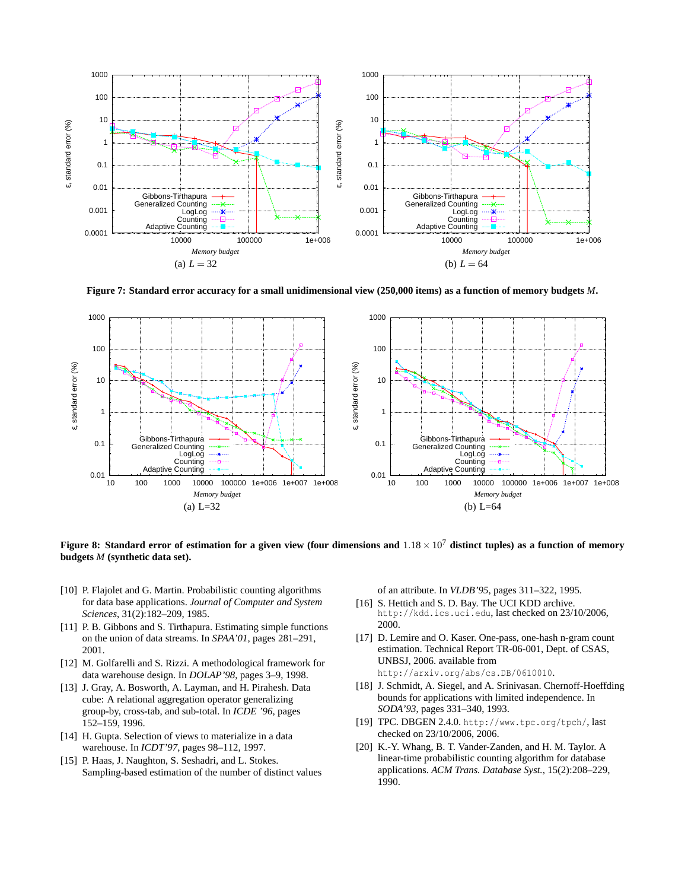1000
100
10
1
0.1
0.01
0.001
0.0001

ε, standard error (%)

Gibbons-Tirthapura
Generalized Counting
LogLog
Counting
Adaptive Counting

10000 100000 1e+006

Memory budget

(a) $L = 32$

1000
100
10
1
0.1
0.01
0.001
0.0001

ε, standard error (%)

Gibbons-Tirthapura
Generalized Counting
LogLog
Counting
Adaptive Counting

10000 100000 1e+006

Memory budget

(b) $L = 64$

**Figure 7: Standard error accuracy for a small unidimensional view (250,000 items) as a function of memory budgets *M*.**

1000
100
10
1
0.1
0.01

ε, standard error (%)

Gibbons-Tirthapura
Generalized Counting
LogLog
Counting
Adaptive Counting

10 100 1000 10000 100000 1e+006 1e+007 1e+008

Memory budget

(a) L=32

1000
100
10
1
0.1
0.01

ε, standard error (%)

Gibbons-Tirthapura
Generalized Counting
LogLog
Counting
Adaptive Counting

10 100 1000 10000 100000 1e+006 1e+007 1e+008

Memory budget

(b) L=64

**Figure 8: Standard error of estimation for a given view (four dimensions and $1.18 \times 10^7$ distinct tuples) as a function of memory budgets *M* (synthetic data set).**

[10] P. Flajolet and G. Martin. Probabilistic counting algorithms for data base applications. *Journal of Computer and System Sciences*, 31(2):182–209, 1985.

[11] P. B. Gibbons and S. Tirthapura. Estimating simple functions on the union of data streams. In *SPAA'01*, pages 281–291, 2001.

[12] M. Golfarelli and S. Rizzi. A methodological framework for data warehouse design. In *DOLAP'98*, pages 3–9, 1998.

[13] J. Gray, A. Bosworth, A. Layman, and H. Pirahesh. Data cube: A relational aggregation operator generalizing group-by, cross-tab, and sub-total. In *ICDE '96*, pages 152–159, 1996.

[14] H. Gupta. Selection of views to materialize in a data warehouse. In *ICDT'97*, pages 98–112, 1997.

[15] P. Haas, J. Naughton, S. Seshadri, and L. Stokes. Sampling-based estimation of the number of distinct values of an attribute. In *VLDB'95*, pages 311–322, 1995.

[16] S. Hettich and S. D. Bay. The UCI KDD archive. `http://kdd.ics.uci.edu`, last checked on 23/10/2006, 2000.

[17] D. Lemire and O. Kaser. One-pass, one-hash n-gram count estimation. Technical Report TR-06-001, Dept. of CSAS, UNBSJ, 2006. available from `http://arxiv.org/abs/cs.DB/0610010`.

[18] J. Schmidt, A. Siegel, and A. Srinivasan. Chernoff-Hoeffding bounds for applications with limited independence. In *SODA'93*, pages 331–340, 1993.

[19] TPC. DBGEN 2.4.0. `http://www.tpc.org/tpch/`, last checked on 23/10/2006, 2006.

[20] K.-Y. Whang, B. T. Vander-Zanden, and H. M. Taylor. A linear-time probabilistic counting algorithm for database applications. *ACM Trans. Database Syst.*, 15(2):208–229, 1990.